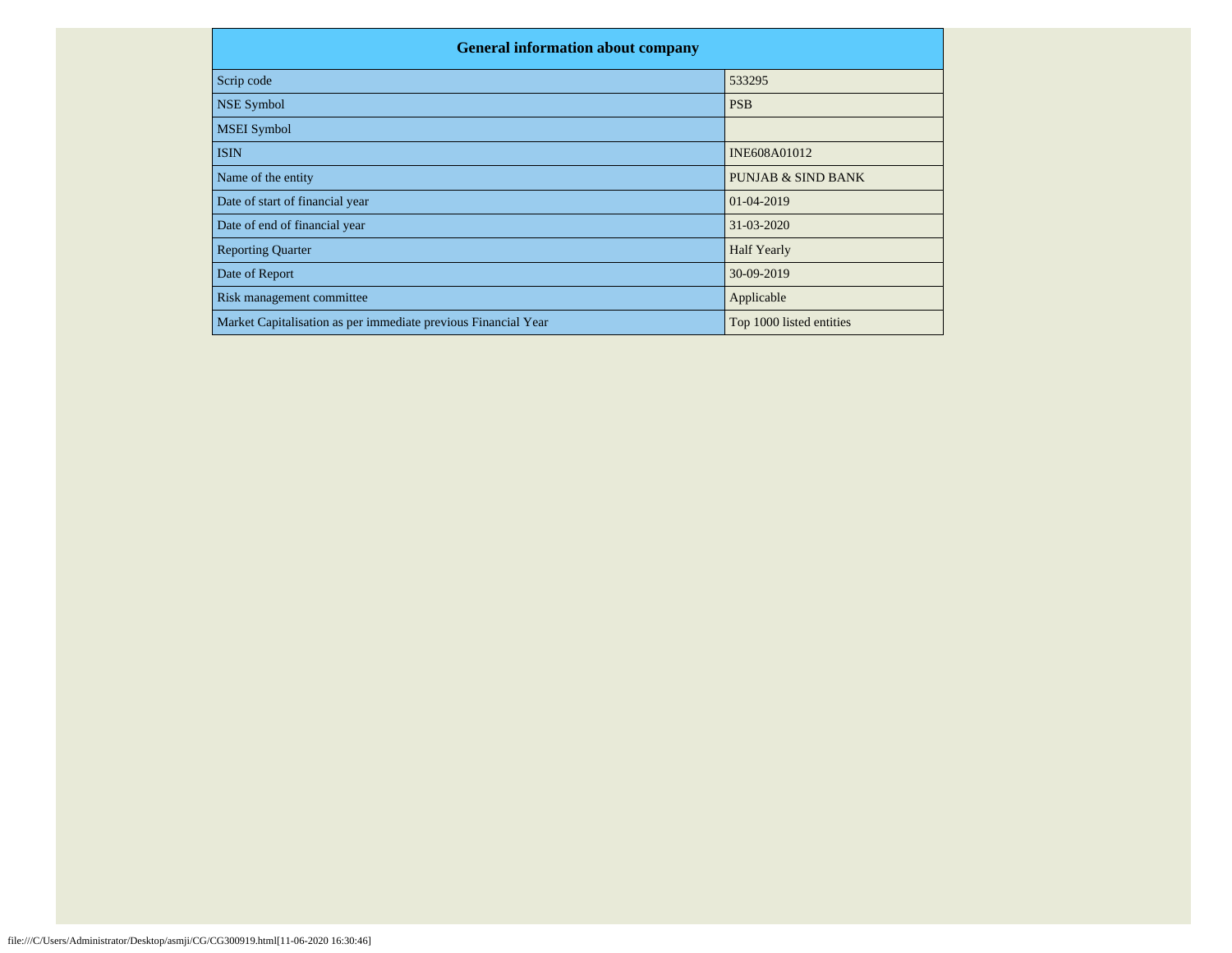| General information about company | |
|---|---|
| Scrip code | 533295 |
| NSE Symbol | PSB |
| MSEI Symbol | |
| ISIN | INE608A01012 |
| Name of the entity | PUNJAB & SIND BANK |
| Date of start of financial year | 01-04-2019 |
| Date of end of financial year | 31-03-2020 |
| Reporting Quarter | Half Yearly |
| Date of Report | 30-09-2019 |
| Risk management committee | Applicable |
| Market Capitalisation as per immediate previous Financial Year | Top 1000 listed entities |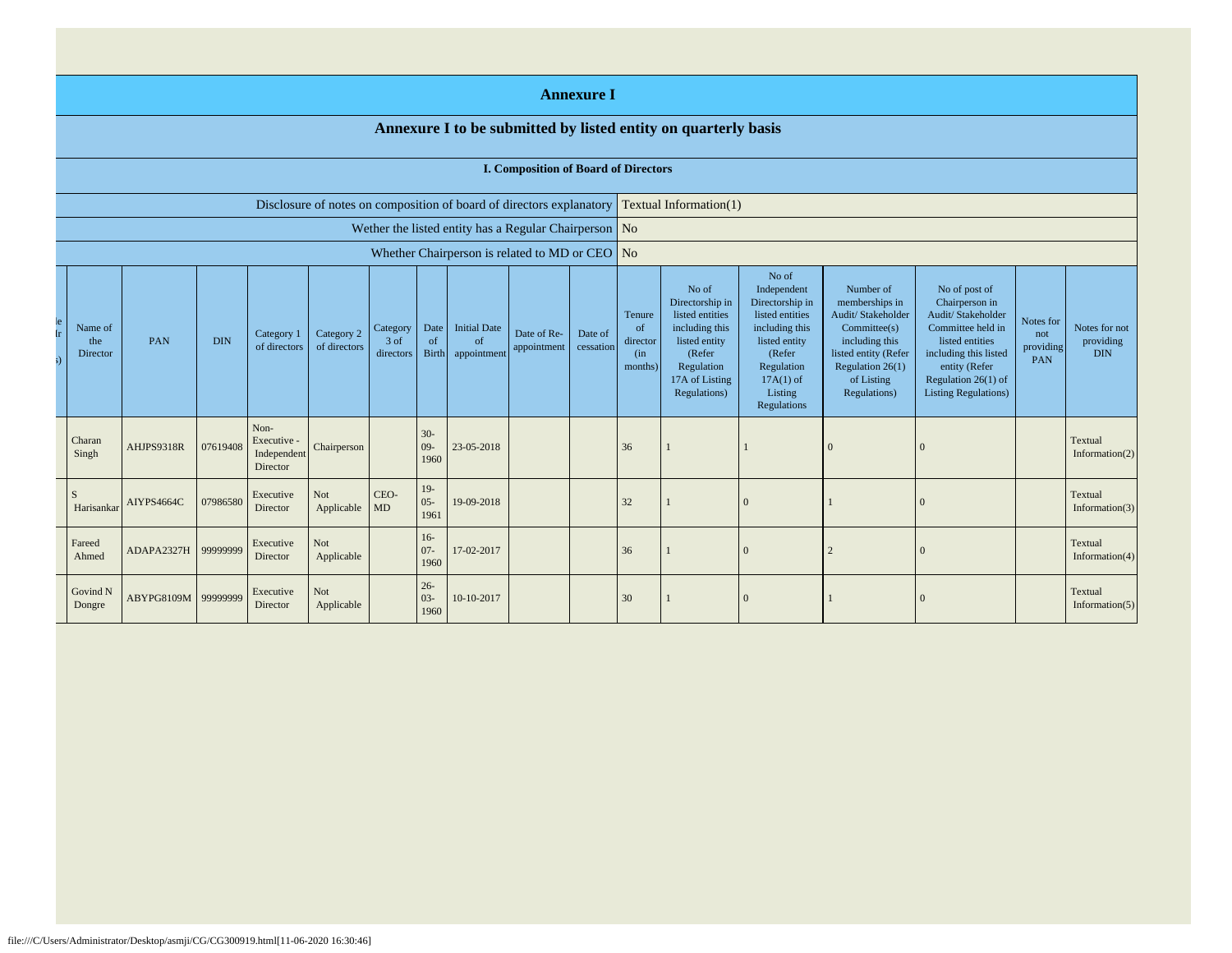# Annexure I

## Annexure I to be submitted by listed entity on quarterly basis

### I. Composition of Board of Directors

| | |
|---|---|
| Disclosure of notes on composition of board of directors explanatory | Textual Information(1) |
| Wether the listed entity has a Regular Chairperson | No |
| Whether Chairperson is related to MD or CEO | No |

| Name of the Director | PAN | DIN | Category 1 of directors | Category 2 of directors | Category 3 of directors | Date of Birth | Initial Date of appointment | Date of Re-appointment | Date of cessation | Tenure of director (in months) | No of Directorship in listed entities including this listed entity (Refer Regulation 17A of Listing Regulations) | No of Independent Directorship in listed entities including this listed entity (Refer Regulation 17A(1) of Listing Regulations | Number of memberships in Audit/ Stakeholder Committee(s) including this listed entity (Refer Regulation 26(1) of Listing Regulations) | No of post of Chairperson in Audit/ Stakeholder Committee held in listed entities including this listed entity (Refer Regulation 26(1) of Listing Regulations) | Notes for not providing PAN | Notes for not providing DIN |
|---|---|---|---|---|---|---|---|---|---|---|---|---|---|---|---|---|
| Charan Singh | AHJPS9318R | 07619408 | Non-Executive - Independent Director | Chairperson | | 30-09-1960 | 23-05-2018 | | | 36 | 1 | 1 | 0 | 0 | | Textual Information(2) |
| S Harisankar | AIYPS4664C | 07986580 | Executive Director | Not Applicable | CEO-MD | 19-05-1961 | 19-09-2018 | | | 32 | 1 | 0 | 1 | 0 | | Textual Information(3) |
| Fareed Ahmed | ADAPA2327H | 99999999 | Executive Director | Not Applicable | | 16-07-1960 | 17-02-2017 | | | 36 | 1 | 0 | 2 | 0 | | Textual Information(4) |
| Govind N Dongre | ABYPG8109M | 99999999 | Executive Director | Not Applicable | | 26-03-1960 | 10-10-2017 | | | 30 | 1 | 0 | 1 | 0 | | Textual Information(5) |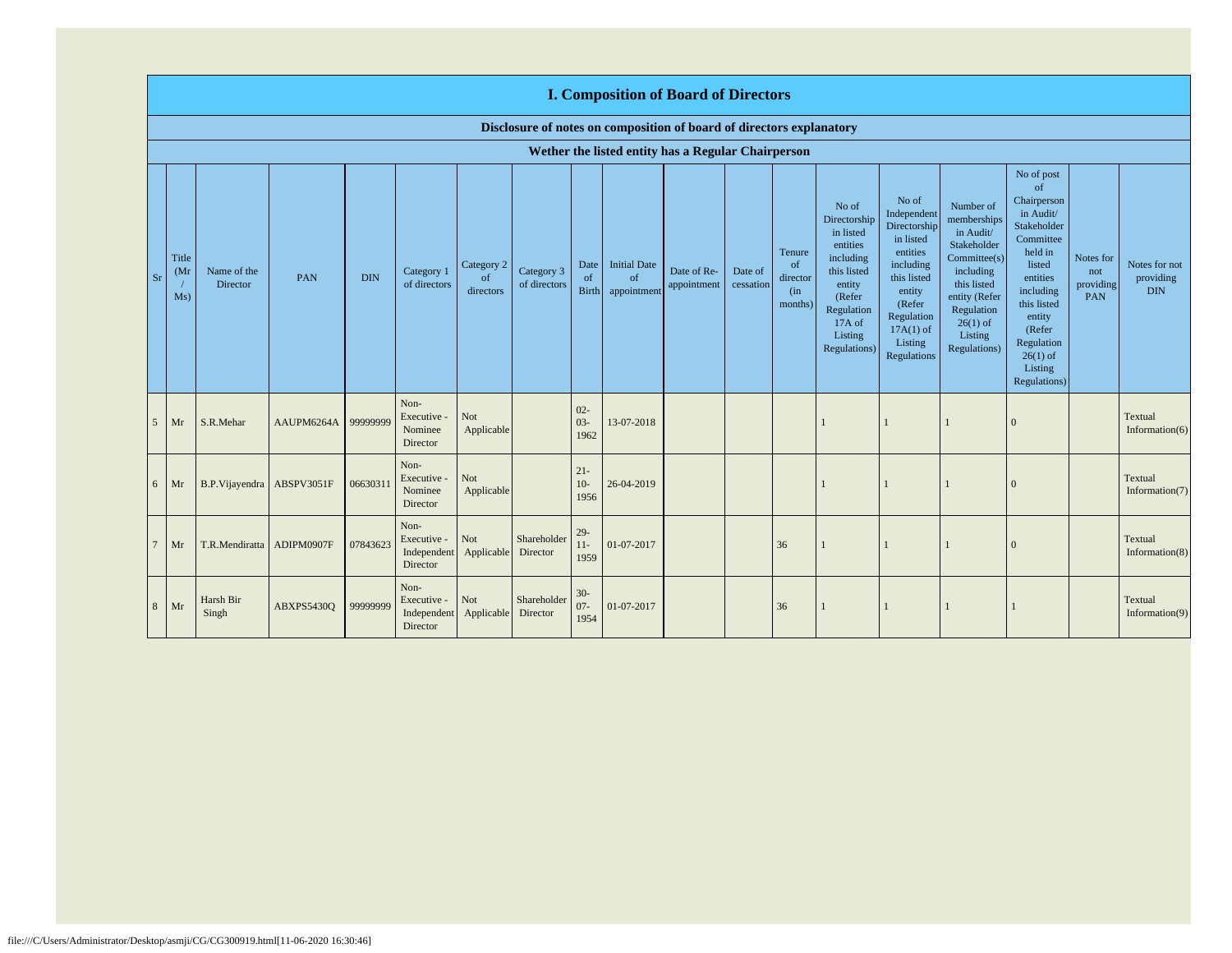# I. Composition of Board of Directors

**Disclosure of notes on composition of board of directors explanatory**

**Wether the listed entity has a Regular Chairperson**

| Sr | Title (Mr / Ms) | Name of the Director | PAN | DIN | Category 1 of directors | Category 2 of directors | Category 3 of directors | Date of Birth | Initial Date of appointment | Date of Re-appointment | Date of cessation | Tenure of director (in months) | No of Directorship in listed entities including this listed entity (Refer Regulation 17A of Listing Regulations) | No of Independent Directorship in listed entities including this listed entity (Refer Regulation 17A(1) of Listing Regulations | Number of memberships in Audit/ Stakeholder Committee(s) including this listed entity (Refer Regulation 26(1) of Listing Regulations) | No of post of Chairperson in Audit/ Stakeholder Committee held in listed entities including this listed entity (Refer Regulation 26(1) of Listing Regulations) | Notes for not providing PAN | Notes for not providing DIN |
|---|---|---|---|---|---|---|---|---|---|---|---|---|---|---|---|---|---|---|
| 5 | Mr | S.R.Mehar | AAUPM6264A | 99999999 | Non-Executive - Nominee Director | Not Applicable | | 02-03-1962 | 13-07-2018 | | | | 1 | 1 | 1 | 0 | | Textual Information(6) |
| 6 | Mr | B.P.Vijayendra | ABSPV3051F | 06630311 | Non-Executive - Nominee Director | Not Applicable | | 21-10-1956 | 26-04-2019 | | | | 1 | 1 | 1 | 0 | | Textual Information(7) |
| 7 | Mr | T.R.Mendiratta | ADIPM0907F | 07843623 | Non-Executive - Independent Director | Not Applicable | Shareholder Director | 29-11-1959 | 01-07-2017 | | | 36 | 1 | 1 | 1 | 0 | | Textual Information(8) |
| 8 | Mr | Harsh Bir Singh | ABXPS5430Q | 99999999 | Non-Executive - Independent Director | Not Applicable | Shareholder Director | 30-07-1954 | 01-07-2017 | | | 36 | 1 | 1 | 1 | 1 | | Textual Information(9) |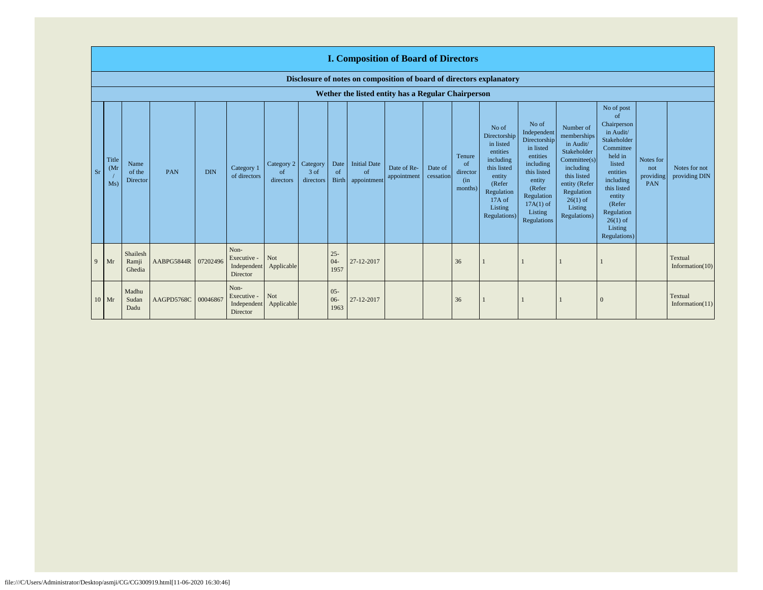# I. Composition of Board of Directors

## Disclosure of notes on composition of board of directors explanatory

### Wether the listed entity has a Regular Chairperson

| Sr | Title (Mr / Ms) | Name of the Director | PAN | DIN | Category 1 of directors | Category 2 of directors | Category 3 of directors | Date of Birth | Initial Date of appointment | Date of Re-appointment | Date of cessation | Tenure of director (in months) | No of Directorship in listed entities including this listed entity (Refer Regulation 17A of Listing Regulations) | No of Independent Directorship in listed entities including this listed entity (Refer Regulation 17A(1) of Listing Regulations | Number of memberships in Audit/ Stakeholder Committee(s) including this listed entity (Refer Regulation 26(1) of Listing Regulations) | No of post of Chairperson in Audit/ Stakeholder Committee held in listed entities including this listed entity (Refer Regulation 26(1) of Listing Regulations) | Notes for not providing PAN | Notes for not providing DIN |
|---|---|---|---|---|---|---|---|---|---|---|---|---|---|---|---|---|---|---|
| 9 | Mr | Shailesh Ramji Ghedia | AABPG5844R | 07202496 | Non-Executive - Independent Director | Not Applicable | | 25-04-1957 | 27-12-2017 | | | 36 | 1 | 1 | 1 | 1 | | Textual Information(10) |
| 10 | Mr | Madhu Sudan Dadu | AAGPD5768C | 00046867 | Non-Executive - Independent Director | Not Applicable | | 05-06-1963 | 27-12-2017 | | | 36 | 1 | 1 | 1 | 0 | | Textual Information(11) |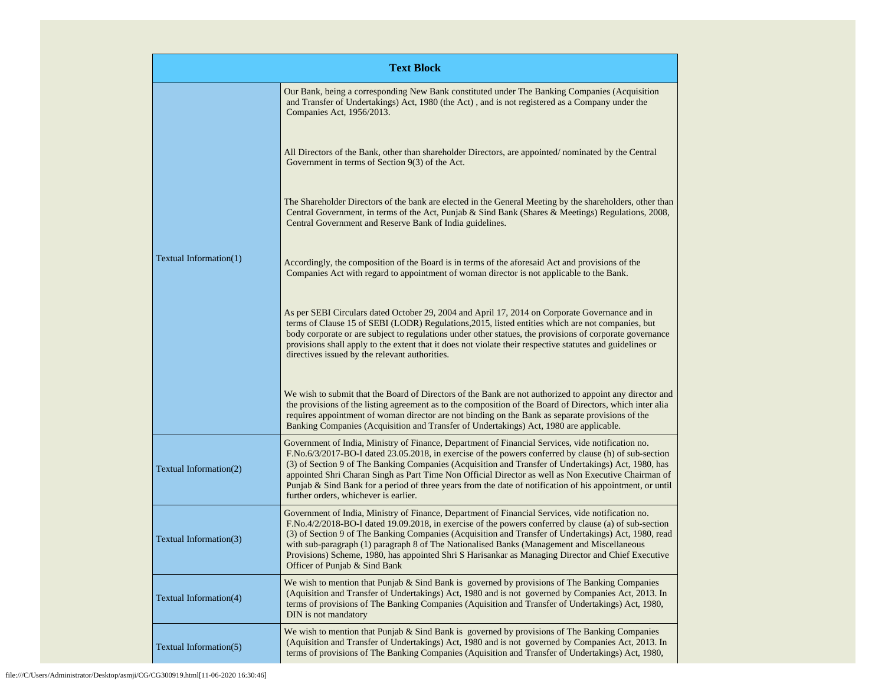| Text Block | |
|---|---|
| Textual Information(1) | Our Bank, being a corresponding New Bank constituted under The Banking Companies (Acquisition and Transfer of Undertakings) Act, 1980 (the Act) , and is not registered as a Company under the Companies Act, 1956/2013.<br><br>All Directors of the Bank, other than shareholder Directors, are appointed/ nominated by the Central Government in terms of Section 9(3) of the Act.<br><br>The Shareholder Directors of the bank are elected in the General Meeting by the shareholders, other than Central Government, in terms of the Act, Punjab & Sind Bank (Shares & Meetings) Regulations, 2008, Central Government and Reserve Bank of India guidelines.<br><br>Accordingly, the composition of the Board is in terms of the aforesaid Act and provisions of the Companies Act with regard to appointment of woman director is not applicable to the Bank.<br><br>As per SEBI Circulars dated October 29, 2004 and April 17, 2014 on Corporate Governance and in terms of Clause 15 of SEBI (LODR) Regulations,2015, listed entities which are not companies, but body corporate or are subject to regulations under other statues, the provisions of corporate governance provisions shall apply to the extent that it does not violate their respective statutes and guidelines or directives issued by the relevant authorities.<br><br>We wish to submit that the Board of Directors of the Bank are not authorized to appoint any director and the provisions of the listing agreement as to the composition of the Board of Directors, which inter alia requires appointment of woman director are not binding on the Bank as separate provisions of the Banking Companies (Acquisition and Transfer of Undertakings) Act, 1980 are applicable. |
| Textual Information(2) | Government of India, Ministry of Finance, Department of Financial Services, vide notification no. F.No.6/3/2017-BO-I dated 23.05.2018, in exercise of the powers conferred by clause (h) of sub-section (3) of Section 9 of The Banking Companies (Acquisition and Transfer of Undertakings) Act, 1980, has appointed Shri Charan Singh as Part Time Non Official Director as well as Non Executive Chairman of Punjab & Sind Bank for a period of three years from the date of notification of his appointment, or until further orders, whichever is earlier. |
| Textual Information(3) | Government of India, Ministry of Finance, Department of Financial Services, vide notification no. F.No.4/2/2018-BO-I dated 19.09.2018, in exercise of the powers conferred by clause (a) of sub-section (3) of Section 9 of The Banking Companies (Acquisition and Transfer of Undertakings) Act, 1980, read with sub-paragraph (1) paragraph 8 of The Nationalised Banks (Management and Miscellaneous Provisions) Scheme, 1980, has appointed Shri S Harisankar as Managing Director and Chief Executive Officer of Punjab & Sind Bank |
| Textual Information(4) | We wish to mention that Punjab & Sind Bank is governed by provisions of The Banking Companies (Aquisition and Transfer of Undertakings) Act, 1980 and is not governed by Companies Act, 2013. In terms of provisions of The Banking Companies (Aquisition and Transfer of Undertakings) Act, 1980, DIN is not mandatory |
| Textual Information(5) | We wish to mention that Punjab & Sind Bank is governed by provisions of The Banking Companies (Aquisition and Transfer of Undertakings) Act, 1980 and is not governed by Companies Act, 2013. In terms of provisions of The Banking Companies (Aquisition and Transfer of Undertakings) Act, 1980, |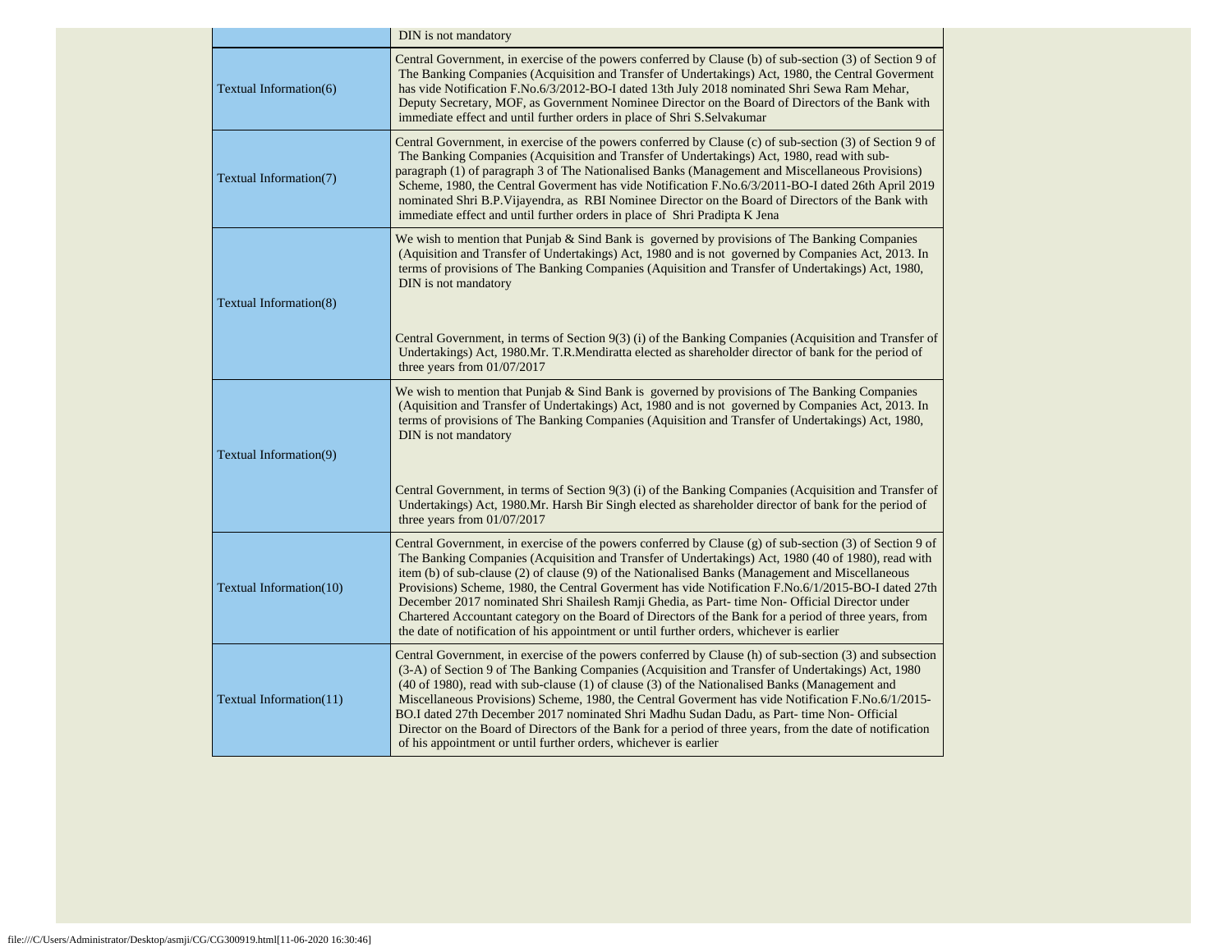| | |
|---|---|
| | DIN is not mandatory |
| Textual Information(6) | Central Government, in exercise of the powers conferred by Clause (b) of sub-section (3) of Section 9 of The Banking Companies (Acquisition and Transfer of Undertakings) Act, 1980, the Central Goverment has vide Notification F.No.6/3/2012-BO-I dated 13th July 2018 nominated Shri Sewa Ram Mehar, Deputy Secretary, MOF, as Government Nominee Director on the Board of Directors of the Bank with immediate effect and until further orders in place of Shri S.Selvakumar |
| Textual Information(7) | Central Government, in exercise of the powers conferred by Clause (c) of sub-section (3) of Section 9 of The Banking Companies (Acquisition and Transfer of Undertakings) Act, 1980, read with sub-paragraph (1) of paragraph 3 of The Nationalised Banks (Management and Miscellaneous Provisions) Scheme, 1980, the Central Goverment has vide Notification F.No.6/3/2011-BO-I dated 26th April 2019 nominated Shri B.P.Vijayendra, as RBI Nominee Director on the Board of Directors of the Bank with immediate effect and until further orders in place of Shri Pradipta K Jena |
| Textual Information(8) | We wish to mention that Punjab & Sind Bank is governed by provisions of The Banking Companies (Aquisition and Transfer of Undertakings) Act, 1980 and is not governed by Companies Act, 2013. In terms of provisions of The Banking Companies (Aquisition and Transfer of Undertakings) Act, 1980, DIN is not mandatory<br><br>Central Government, in terms of Section 9(3) (i) of the Banking Companies (Acquisition and Transfer of Undertakings) Act, 1980.Mr. T.R.Mendiratta elected as shareholder director of bank for the period of three years from 01/07/2017 |
| Textual Information(9) | We wish to mention that Punjab & Sind Bank is governed by provisions of The Banking Companies (Aquisition and Transfer of Undertakings) Act, 1980 and is not governed by Companies Act, 2013. In terms of provisions of The Banking Companies (Aquisition and Transfer of Undertakings) Act, 1980, DIN is not mandatory<br><br>Central Government, in terms of Section 9(3) (i) of the Banking Companies (Acquisition and Transfer of Undertakings) Act, 1980.Mr. Harsh Bir Singh elected as shareholder director of bank for the period of three years from 01/07/2017 |
| Textual Information(10) | Central Government, in exercise of the powers conferred by Clause (g) of sub-section (3) of Section 9 of The Banking Companies (Acquisition and Transfer of Undertakings) Act, 1980 (40 of 1980), read with item (b) of sub-clause (2) of clause (9) of the Nationalised Banks (Management and Miscellaneous Provisions) Scheme, 1980, the Central Goverment has vide Notification F.No.6/1/2015-BO-I dated 27th December 2017 nominated Shri Shailesh Ramji Ghedia, as Part- time Non- Official Director under Chartered Accountant category on the Board of Directors of the Bank for a period of three years, from the date of notification of his appointment or until further orders, whichever is earlier |
| Textual Information(11) | Central Government, in exercise of the powers conferred by Clause (h) of sub-section (3) and subsection (3-A) of Section 9 of The Banking Companies (Acquisition and Transfer of Undertakings) Act, 1980 (40 of 1980), read with sub-clause (1) of clause (3) of the Nationalised Banks (Management and Miscellaneous Provisions) Scheme, 1980, the Central Goverment has vide Notification F.No.6/1/2015-BO.I dated 27th December 2017 nominated Shri Madhu Sudan Dadu, as Part- time Non- Official Director on the Board of Directors of the Bank for a period of three years, from the date of notification of his appointment or until further orders, whichever is earlier |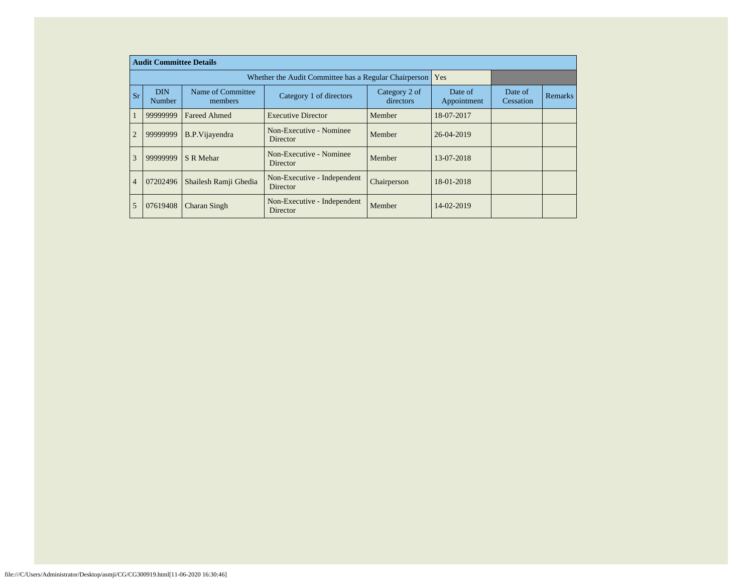| Audit Committee Details | | | | | | | |
|---|---|---|---|---|---|---|---|
| Whether the Audit Committee has a Regular Chairperson | | | | | Yes | | |
| Sr | DIN Number | Name of Committee members | Category 1 of directors | Category 2 of directors | Date of Appointment | Date of Cessation | Remarks |
| 1 | 99999999 | Fareed Ahmed | Executive Director | Member | 18-07-2017 | | |
| 2 | 99999999 | B.P.Vijayendra | Non-Executive - Nominee Director | Member | 26-04-2019 | | |
| 3 | 99999999 | S R Mehar | Non-Executive - Nominee Director | Member | 13-07-2018 | | |
| 4 | 07202496 | Shailesh Ramji Ghedia | Non-Executive - Independent Director | Chairperson | 18-01-2018 | | |
| 5 | 07619408 | Charan Singh | Non-Executive - Independent Director | Member | 14-02-2019 | | |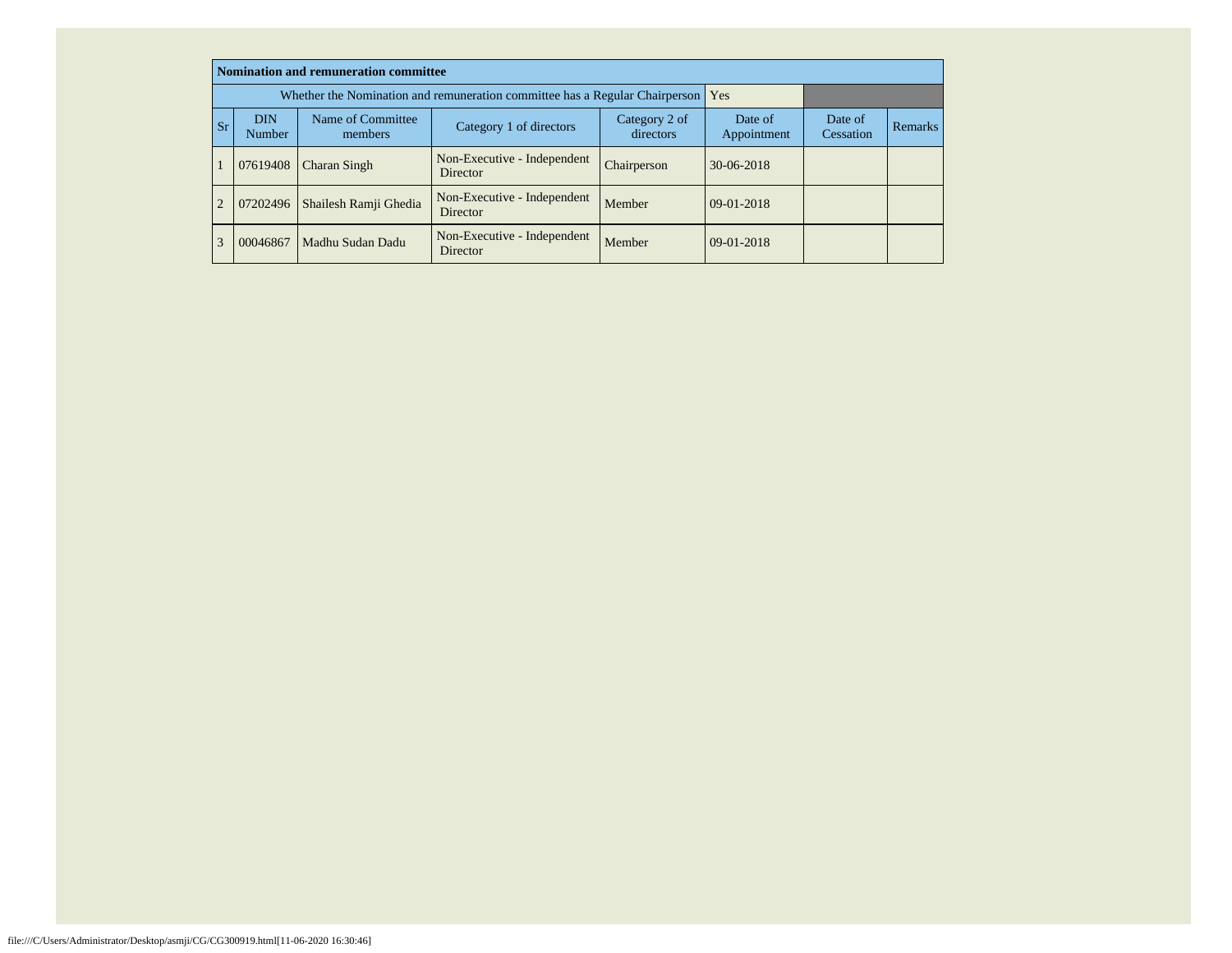| Nomination and remuneration committee | | | | | | | |
|---|---|---|---|---|---|---|---|
| Whether the Nomination and remuneration committee has a Regular Chairperson | | | | | Yes | | |
| Sr | DIN Number | Name of Committee members | Category 1 of directors | Category 2 of directors | Date of Appointment | Date of Cessation | Remarks |
| 1 | 07619408 | Charan Singh | Non-Executive - Independent Director | Chairperson | 30-06-2018 | | |
| 2 | 07202496 | Shailesh Ramji Ghedia | Non-Executive - Independent Director | Member | 09-01-2018 | | |
| 3 | 00046867 | Madhu Sudan Dadu | Non-Executive - Independent Director | Member | 09-01-2018 | | |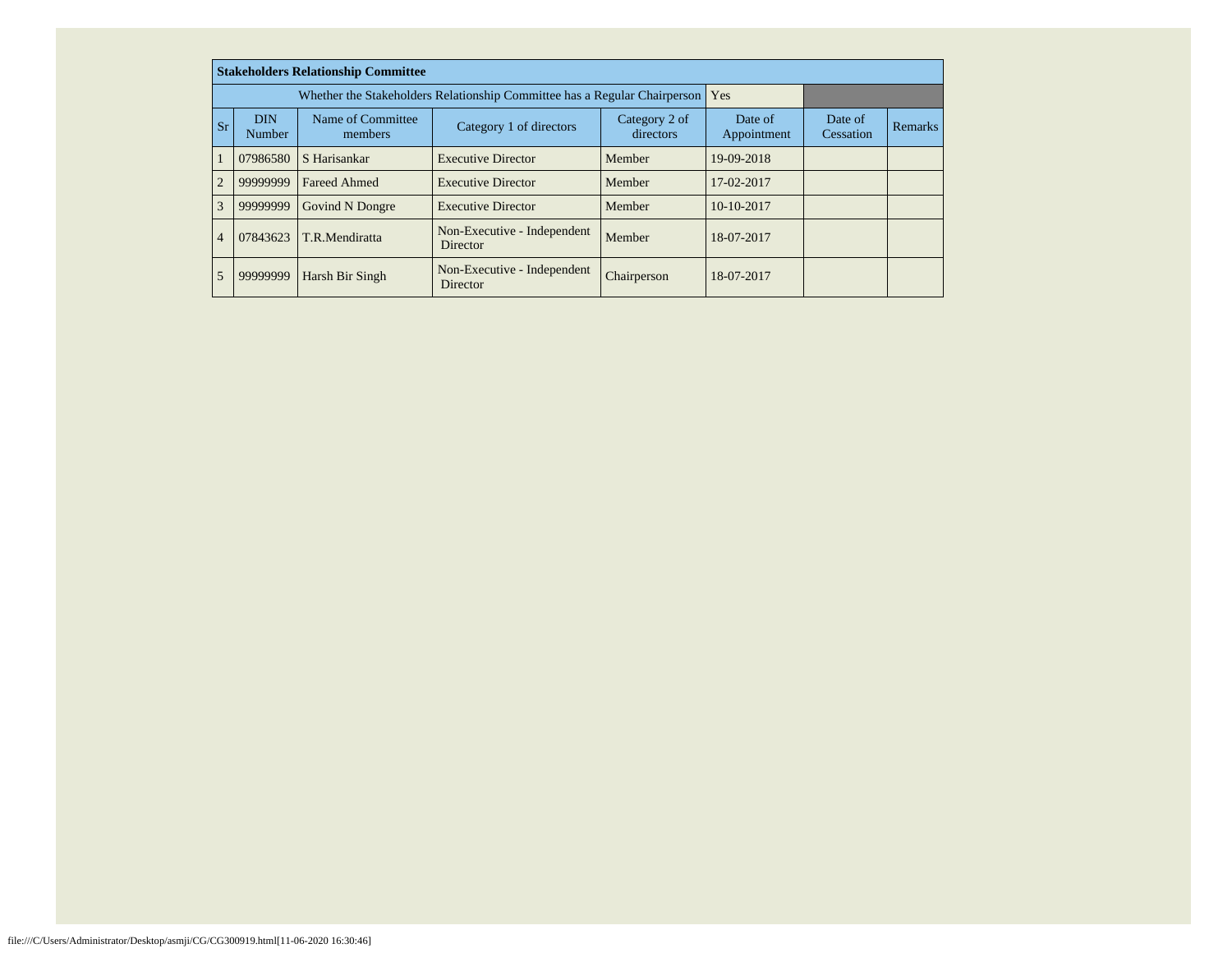| Stakeholders Relationship Committee | | | | | | | |
|---|---|---|---|---|---|---|---|
| Whether the Stakeholders Relationship Committee has a Regular Chairperson | | | | | Yes | | |
| Sr | DIN Number | Name of Committee members | Category 1 of directors | Category 2 of directors | Date of Appointment | Date of Cessation | Remarks |
| 1 | 07986580 | S Harisankar | Executive Director | Member | 19-09-2018 | | |
| 2 | 99999999 | Fareed Ahmed | Executive Director | Member | 17-02-2017 | | |
| 3 | 99999999 | Govind N Dongre | Executive Director | Member | 10-10-2017 | | |
| 4 | 07843623 | T.R.Mendiratta | Non-Executive - Independent Director | Member | 18-07-2017 | | |
| 5 | 99999999 | Harsh Bir Singh | Non-Executive - Independent Director | Chairperson | 18-07-2017 | | |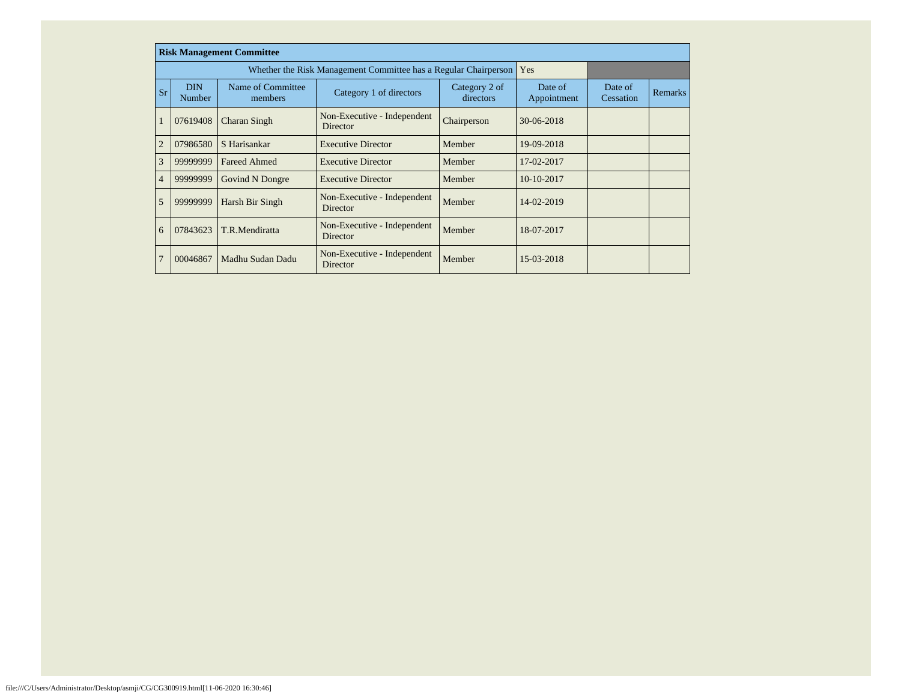| Risk Management Committee | | | | | | | |
|---|---|---|---|---|---|---|---|
| Whether the Risk Management Committee has a Regular Chairperson | | | | | Yes | | |
| Sr | DIN Number | Name of Committee members | Category 1 of directors | Category 2 of directors | Date of Appointment | Date of Cessation | Remarks |
| 1 | 07619408 | Charan Singh | Non-Executive - Independent Director | Chairperson | 30-06-2018 | | |
| 2 | 07986580 | S Harisankar | Executive Director | Member | 19-09-2018 | | |
| 3 | 99999999 | Fareed Ahmed | Executive Director | Member | 17-02-2017 | | |
| 4 | 99999999 | Govind N Dongre | Executive Director | Member | 10-10-2017 | | |
| 5 | 99999999 | Harsh Bir Singh | Non-Executive - Independent Director | Member | 14-02-2019 | | |
| 6 | 07843623 | T.R.Mendiratta | Non-Executive - Independent Director | Member | 18-07-2017 | | |
| 7 | 00046867 | Madhu Sudan Dadu | Non-Executive - Independent Director | Member | 15-03-2018 | | |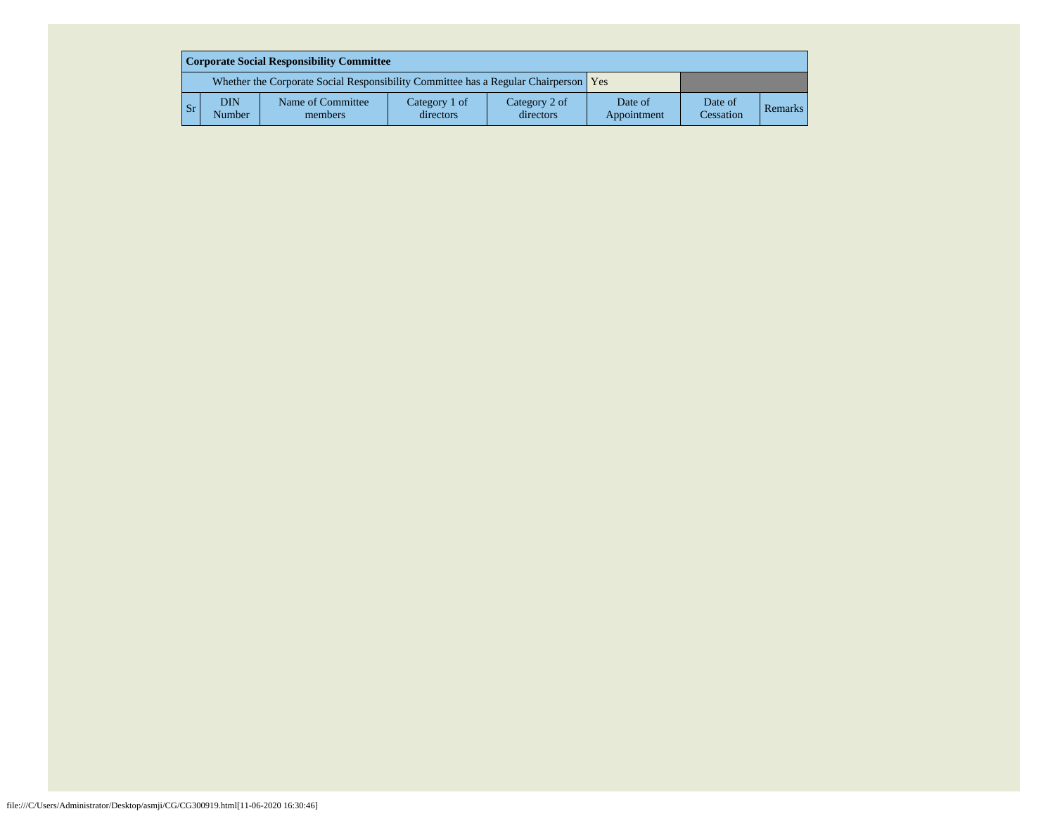| Corporate Social Responsibility Committee | | | | | | | |
|---|---|---|---|---|---|---|---|
| Whether the Corporate Social Responsibility Committee has a Regular Chairperson | | | | | Yes | | |
| Sr | DIN Number | Name of Committee members | Category 1 of directors | Category 2 of directors | Date of Appointment | Date of Cessation | Remarks |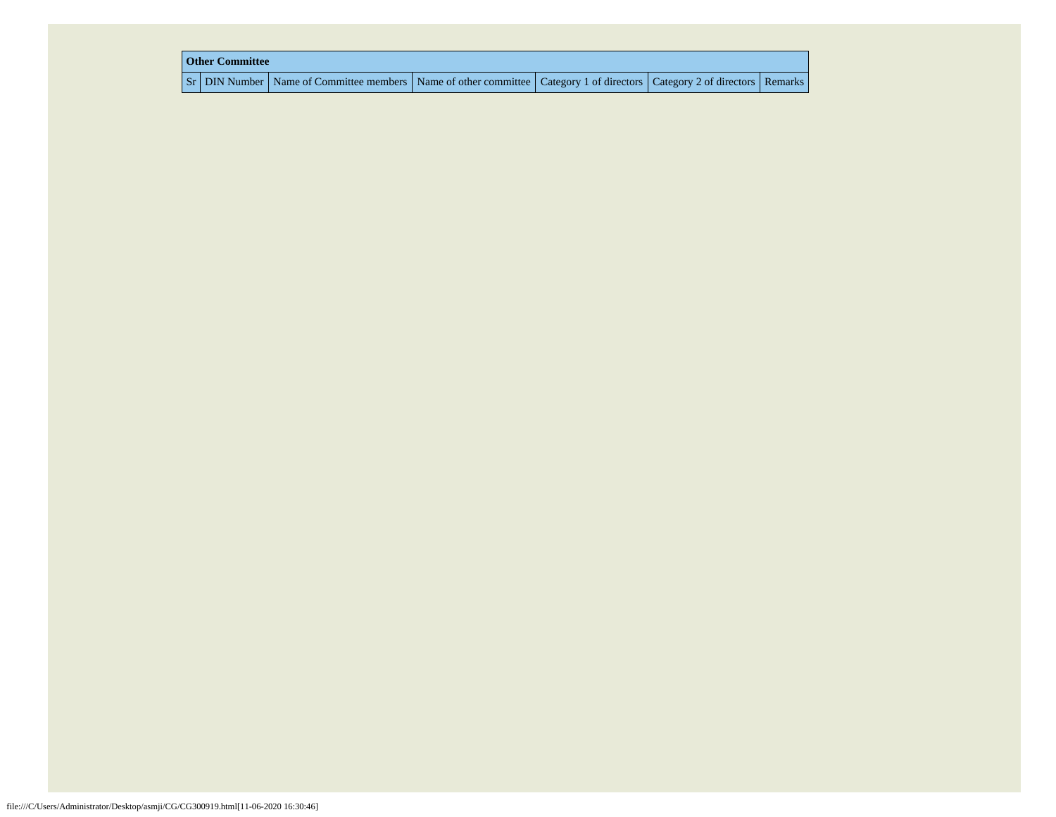| Other Committee | | | | | | |
|---|---|---|---|---|---|---|
| Sr | DIN Number | Name of Committee members | Name of other committee | Category 1 of directors | Category 2 of directors | Remarks |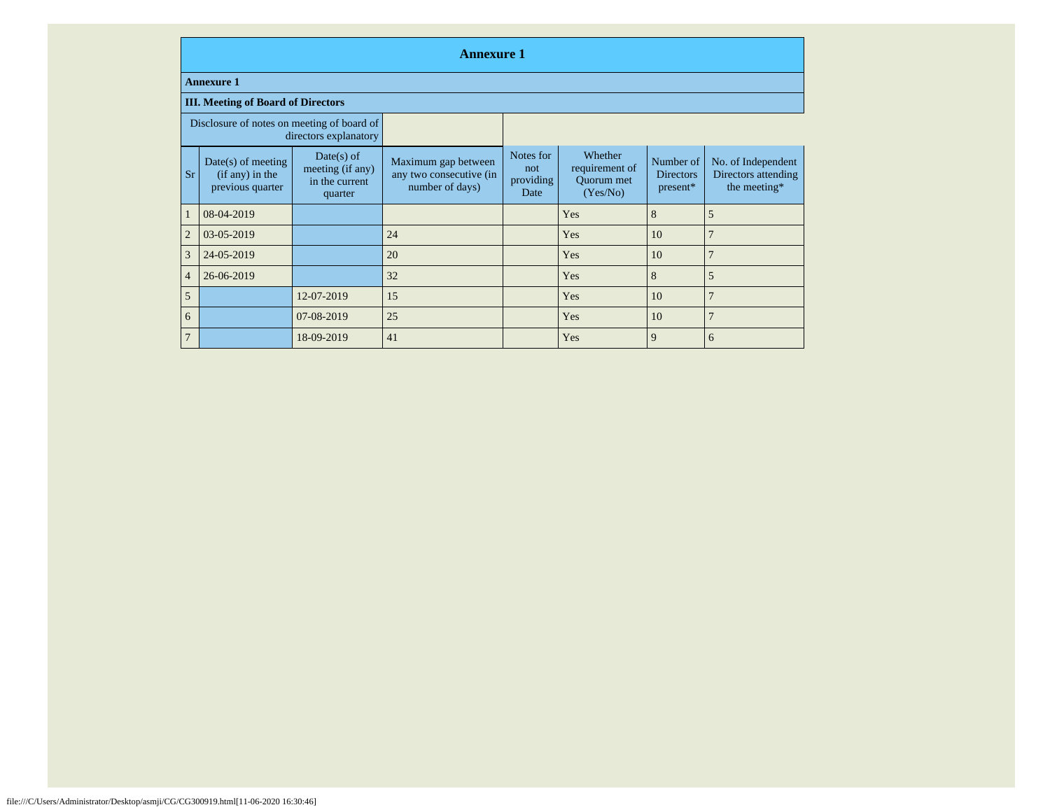## Annexure 1

### Annexure 1

### III. Meeting of Board of Directors

| Disclosure of notes on meeting of board of directors explanatory | |
|---|---|

| Sr | Date(s) of meeting (if any) in the previous quarter | Date(s) of meeting (if any) in the current quarter | Maximum gap between any two consecutive (in number of days) | Notes for not providing Date | Whether requirement of Quorum met (Yes/No) | Number of Directors present* | No. of Independent Directors attending the meeting* |
|---|---|---|---|---|---|---|---|
| 1 | 08-04-2019 | | | | Yes | 8 | 5 |
| 2 | 03-05-2019 | | 24 | | Yes | 10 | 7 |
| 3 | 24-05-2019 | | 20 | | Yes | 10 | 7 |
| 4 | 26-06-2019 | | 32 | | Yes | 8 | 5 |
| 5 | | 12-07-2019 | 15 | | Yes | 10 | 7 |
| 6 | | 07-08-2019 | 25 | | Yes | 10 | 7 |
| 7 | | 18-09-2019 | 41 | | Yes | 9 | 6 |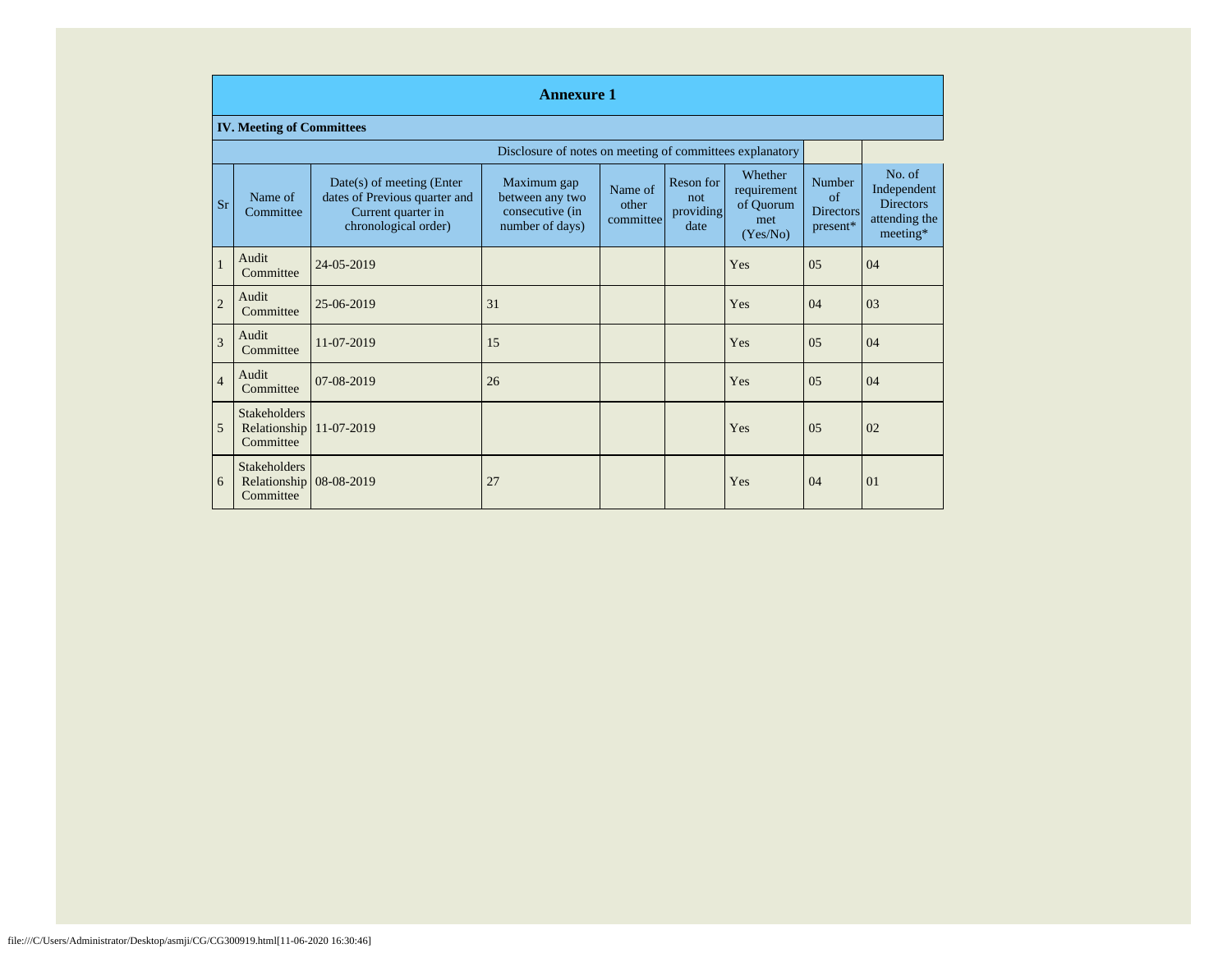## Annexure 1

### IV. Meeting of Committees

Disclosure of notes on meeting of committees explanatory

| Sr | Name of Committee | Date(s) of meeting (Enter dates of Previous quarter and Current quarter in chronological order) | Maximum gap between any two consecutive (in number of days) | Name of other committee | Reson for not providing date | Whether requirement of Quorum met (Yes/No) | Number of Directors present* | No. of Independent Directors attending the meeting* |
|---|---|---|---|---|---|---|---|---|
| 1 | Audit Committee | 24-05-2019 | | | | Yes | 05 | 04 |
| 2 | Audit Committee | 25-06-2019 | 31 | | | Yes | 04 | 03 |
| 3 | Audit Committee | 11-07-2019 | 15 | | | Yes | 05 | 04 |
| 4 | Audit Committee | 07-08-2019 | 26 | | | Yes | 05 | 04 |
| 5 | Stakeholders Relationship Committee | 11-07-2019 | | | | Yes | 05 | 02 |
| 6 | Stakeholders Relationship Committee | 08-08-2019 | 27 | | | Yes | 04 | 01 |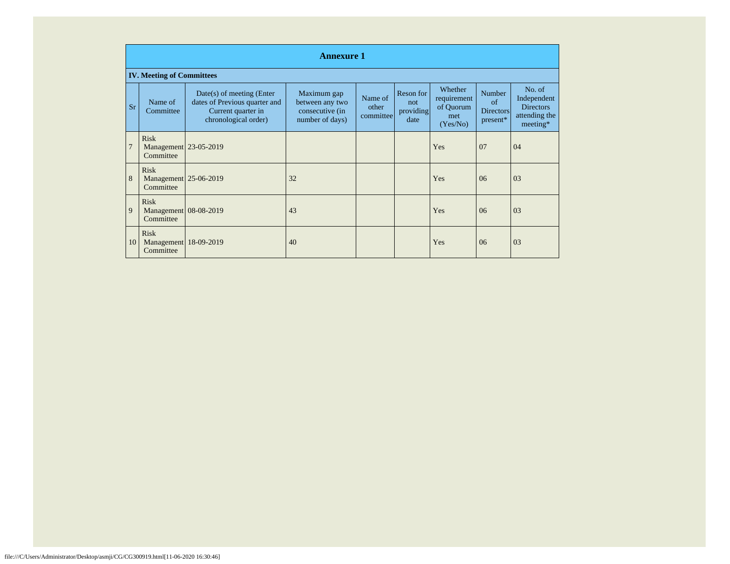## Annexure 1

### IV. Meeting of Committees

| Sr | Name of Committee | Date(s) of meeting (Enter dates of Previous quarter and Current quarter in chronological order) | Maximum gap between any two consecutive (in number of days) | Name of other committee | Reson for not providing date | Whether requirement of Quorum met (Yes/No) | Number of Directors present* | No. of Independent Directors attending the meeting* |
|---|---|---|---|---|---|---|---|---|
| 7 | Risk Management Committee | 23-05-2019 | | | | Yes | 07 | 04 |
| 8 | Risk Management Committee | 25-06-2019 | 32 | | | Yes | 06 | 03 |
| 9 | Risk Management Committee | 08-08-2019 | 43 | | | Yes | 06 | 03 |
| 10 | Risk Management Committee | 18-09-2019 | 40 | | | Yes | 06 | 03 |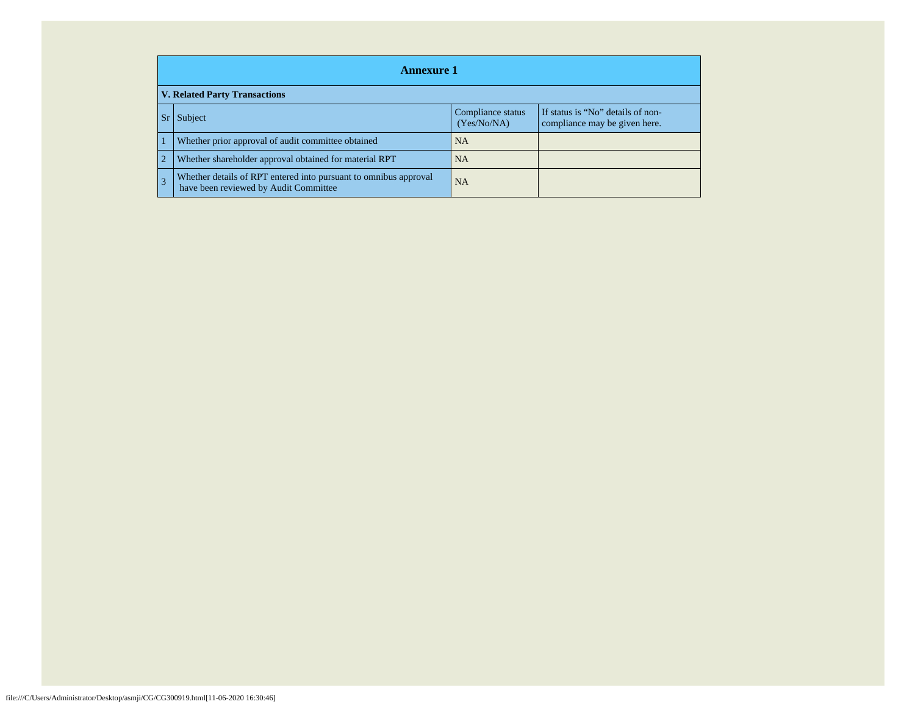| Annexure 1 | | | |
|---|---|---|---|
| **V. Related Party Transactions** | | | |
| Sr | Subject | Compliance status (Yes/No/NA) | If status is "No" details of non-compliance may be given here. |
| 1 | Whether prior approval of audit committee obtained | NA | |
| 2 | Whether shareholder approval obtained for material RPT | NA | |
| 3 | Whether details of RPT entered into pursuant to omnibus approval have been reviewed by Audit Committee | NA | |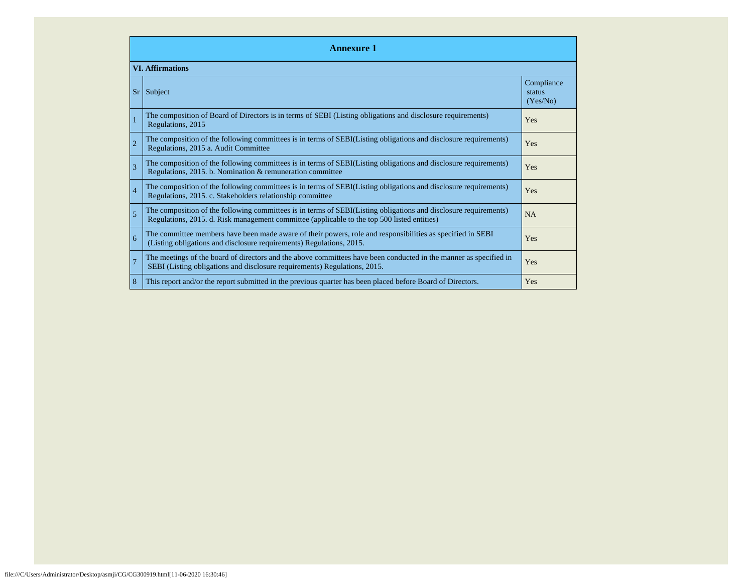## Annexure 1

**VI. Affirmations**

| Sr | Subject | Compliance status (Yes/No) |
|---|---|---|
| 1 | The composition of Board of Directors is in terms of SEBI (Listing obligations and disclosure requirements) Regulations, 2015 | Yes |
| 2 | The composition of the following committees is in terms of SEBI(Listing obligations and disclosure requirements) Regulations, 2015 a. Audit Committee | Yes |
| 3 | The composition of the following committees is in terms of SEBI(Listing obligations and disclosure requirements) Regulations, 2015. b. Nomination & remuneration committee | Yes |
| 4 | The composition of the following committees is in terms of SEBI(Listing obligations and disclosure requirements) Regulations, 2015. c. Stakeholders relationship committee | Yes |
| 5 | The composition of the following committees is in terms of SEBI(Listing obligations and disclosure requirements) Regulations, 2015. d. Risk management committee (applicable to the top 500 listed entities) | NA |
| 6 | The committee members have been made aware of their powers, role and responsibilities as specified in SEBI (Listing obligations and disclosure requirements) Regulations, 2015. | Yes |
| 7 | The meetings of the board of directors and the above committees have been conducted in the manner as specified in SEBI (Listing obligations and disclosure requirements) Regulations, 2015. | Yes |
| 8 | This report and/or the report submitted in the previous quarter has been placed before Board of Directors. | Yes |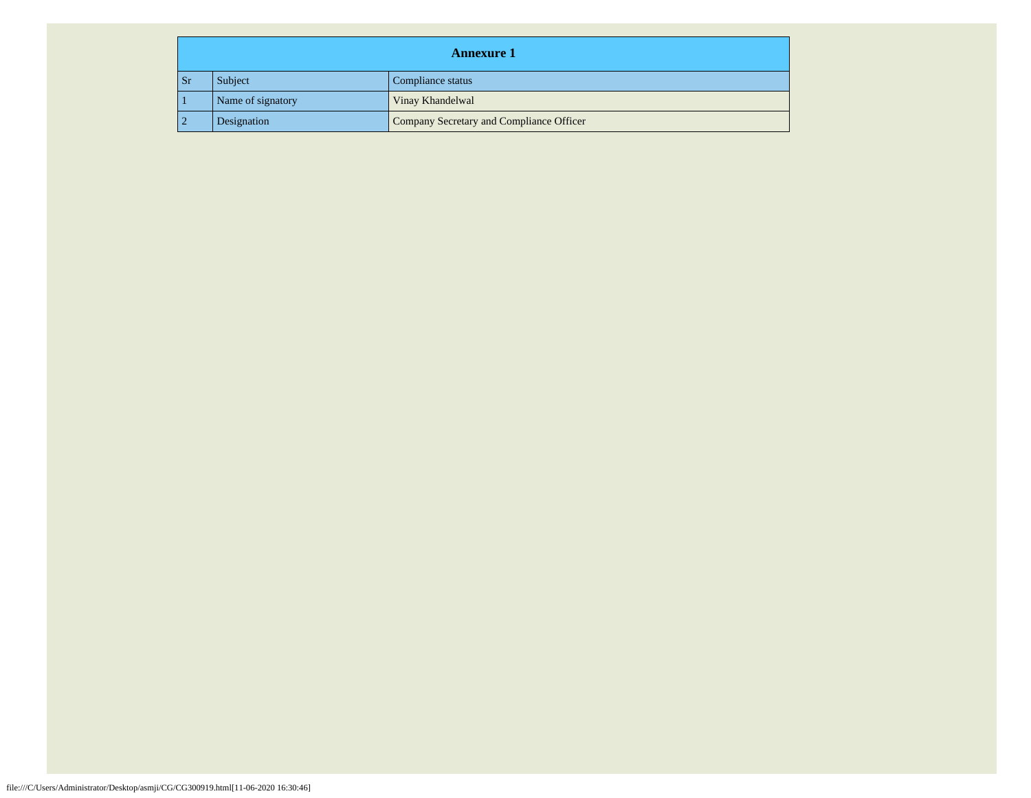| Annexure 1 | | |
|---|---|---|
| Sr | Subject | Compliance status |
| 1 | Name of signatory | Vinay Khandelwal |
| 2 | Designation | Company Secretary and Compliance Officer |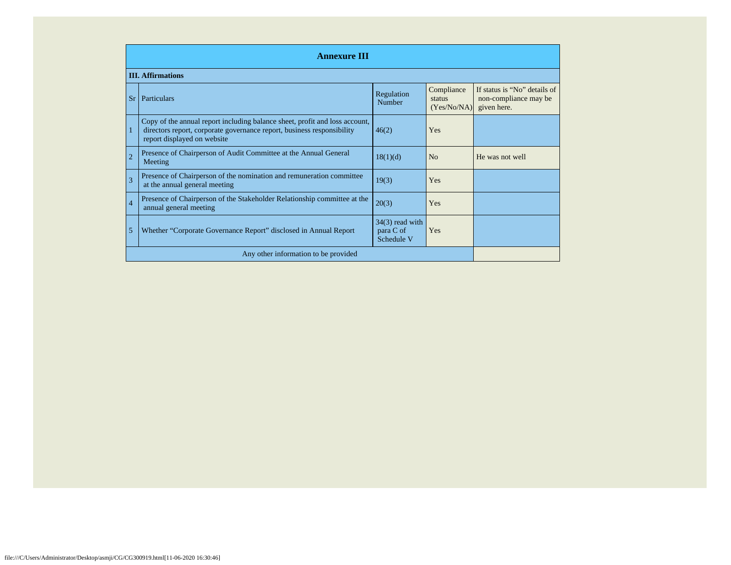| Annexure III | | | | |
|---|---|---|---|---|
| **III. Affirmations** | | | | |
| Sr | Particulars | Regulation Number | Compliance status (Yes/No/NA) | If status is "No" details of non-compliance may be given here. |
| 1 | Copy of the annual report including balance sheet, profit and loss account, directors report, corporate governance report, business responsibility report displayed on website | 46(2) | Yes | |
| 2 | Presence of Chairperson of Audit Committee at the Annual General Meeting | 18(1)(d) | No | He was not well |
| 3 | Presence of Chairperson of the nomination and remuneration committee at the annual general meeting | 19(3) | Yes | |
| 4 | Presence of Chairperson of the Stakeholder Relationship committee at the annual general meeting | 20(3) | Yes | |
| 5 | Whether "Corporate Governance Report" disclosed in Annual Report | 34(3) read with para C of Schedule V | Yes | |
| Any other information to be provided | | | | |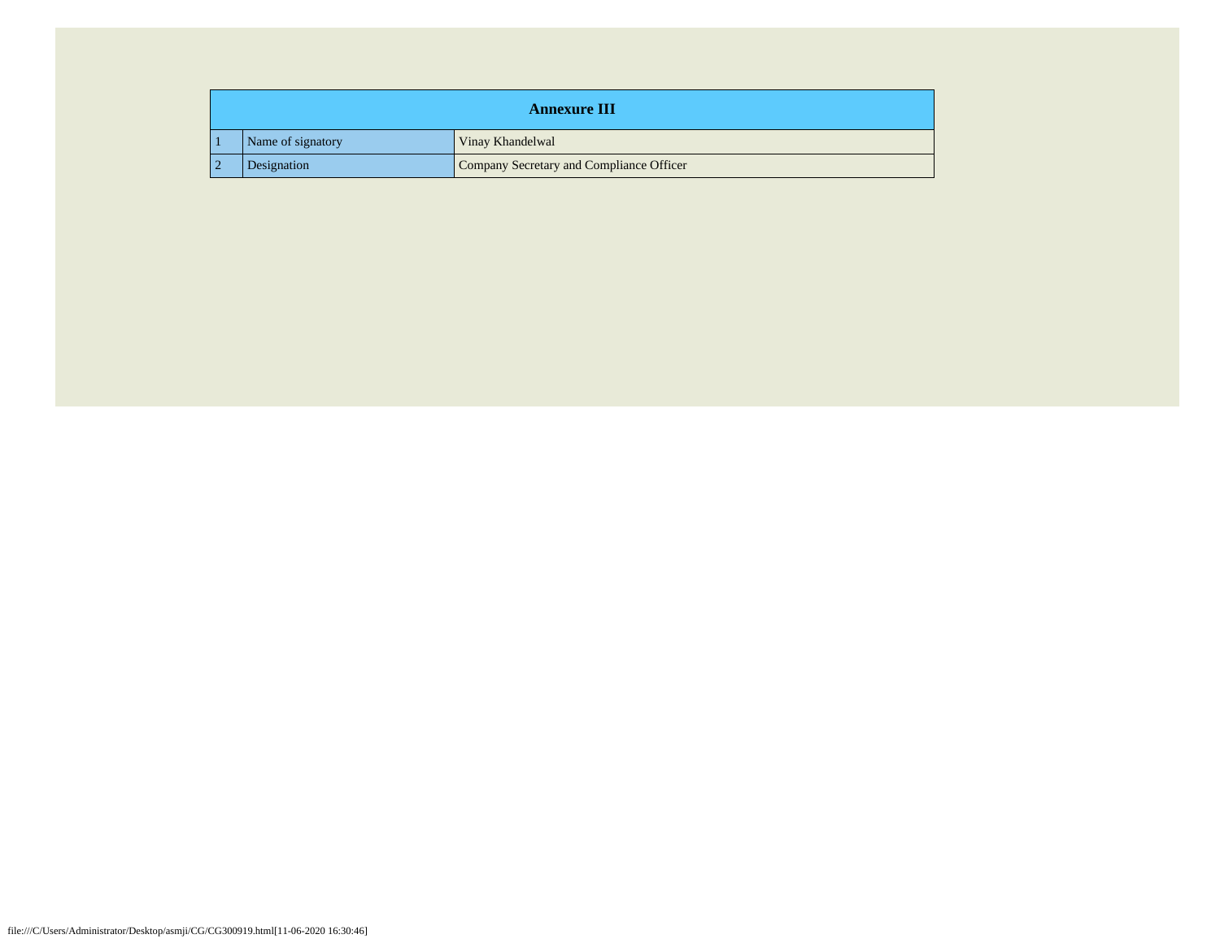| Annexure III | | |
|---|---|---|
| 1 | Name of signatory | Vinay Khandelwal |
| 2 | Designation | Company Secretary and Compliance Officer |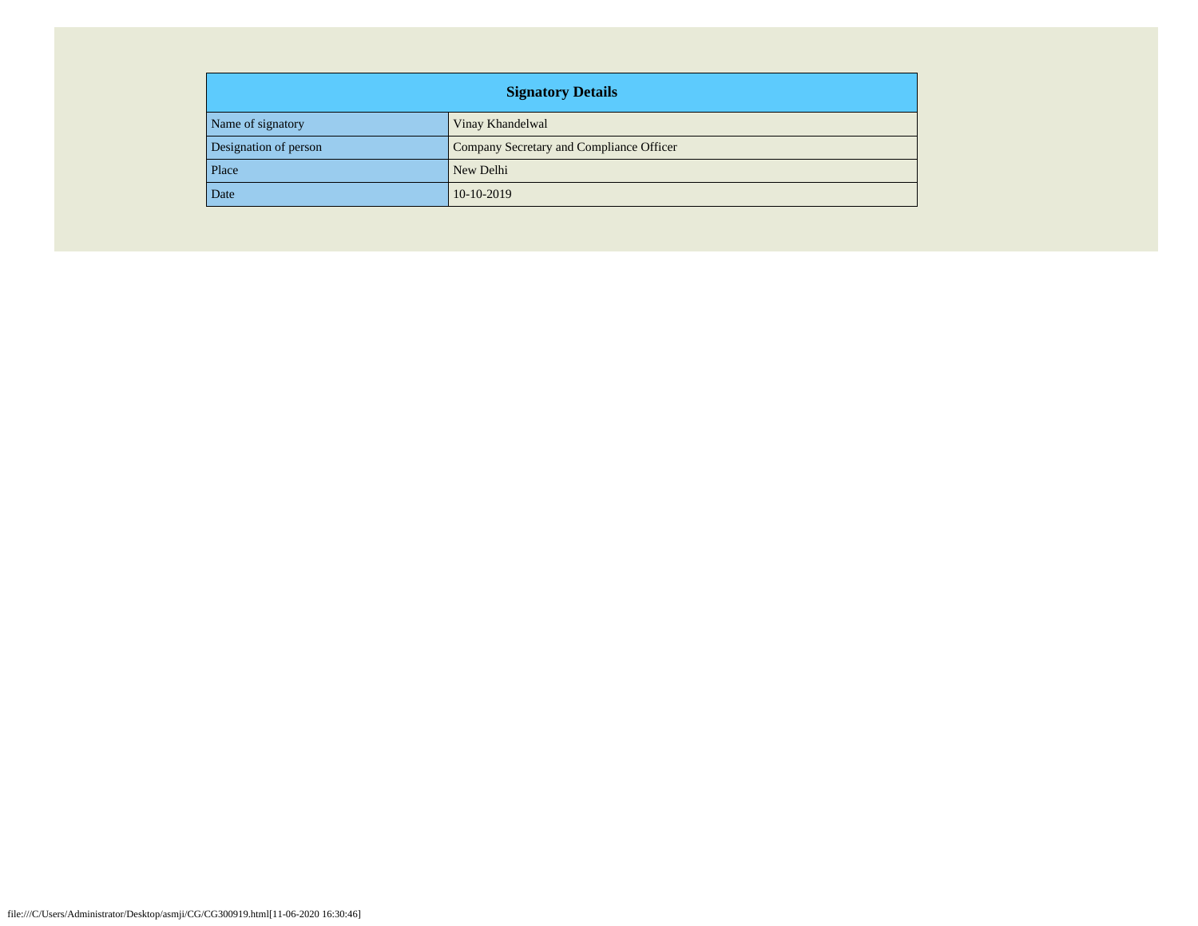| Signatory Details | |
|---|---|
| Name of signatory | Vinay Khandelwal |
| Designation of person | Company Secretary and Compliance Officer |
| Place | New Delhi |
| Date | 10-10-2019 |